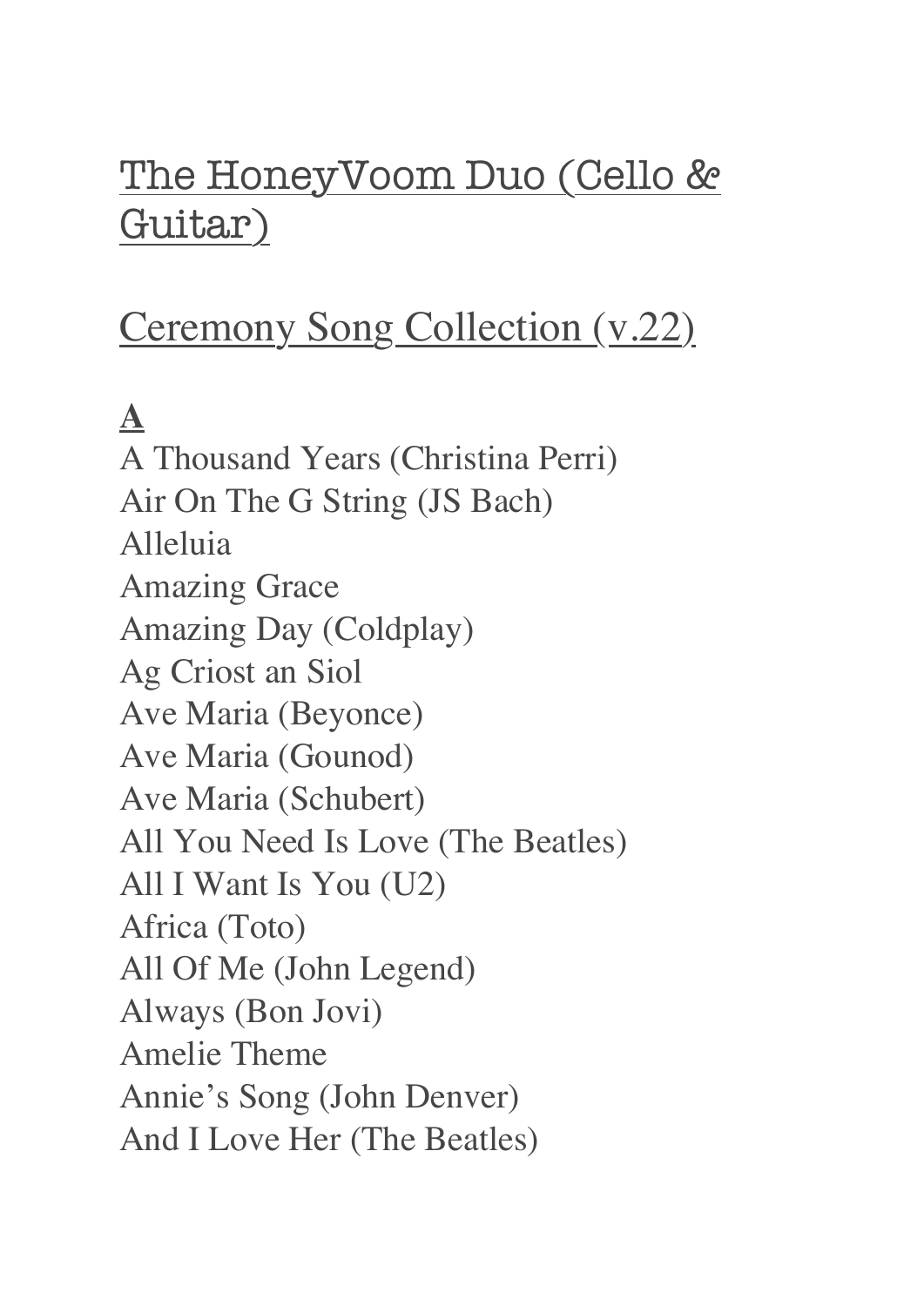# The HoneyVoom Duo (Cello & Guitar)

## Ceremony Song Collection (v.22)

**A**

A Thousand Years (Christina Perri)
Air On The G String (JS Bach)
Alleluia
Amazing Grace
Amazing Day (Coldplay)
Ag Criost an Siol
Ave Maria (Beyonce)
Ave Maria (Gounod)
Ave Maria (Schubert)
All You Need Is Love (The Beatles)
All I Want Is You (U2)
Africa (Toto)
All Of Me (John Legend)
Always (Bon Jovi)
Amelie Theme
Annie's Song (John Denver)
And I Love Her (The Beatles)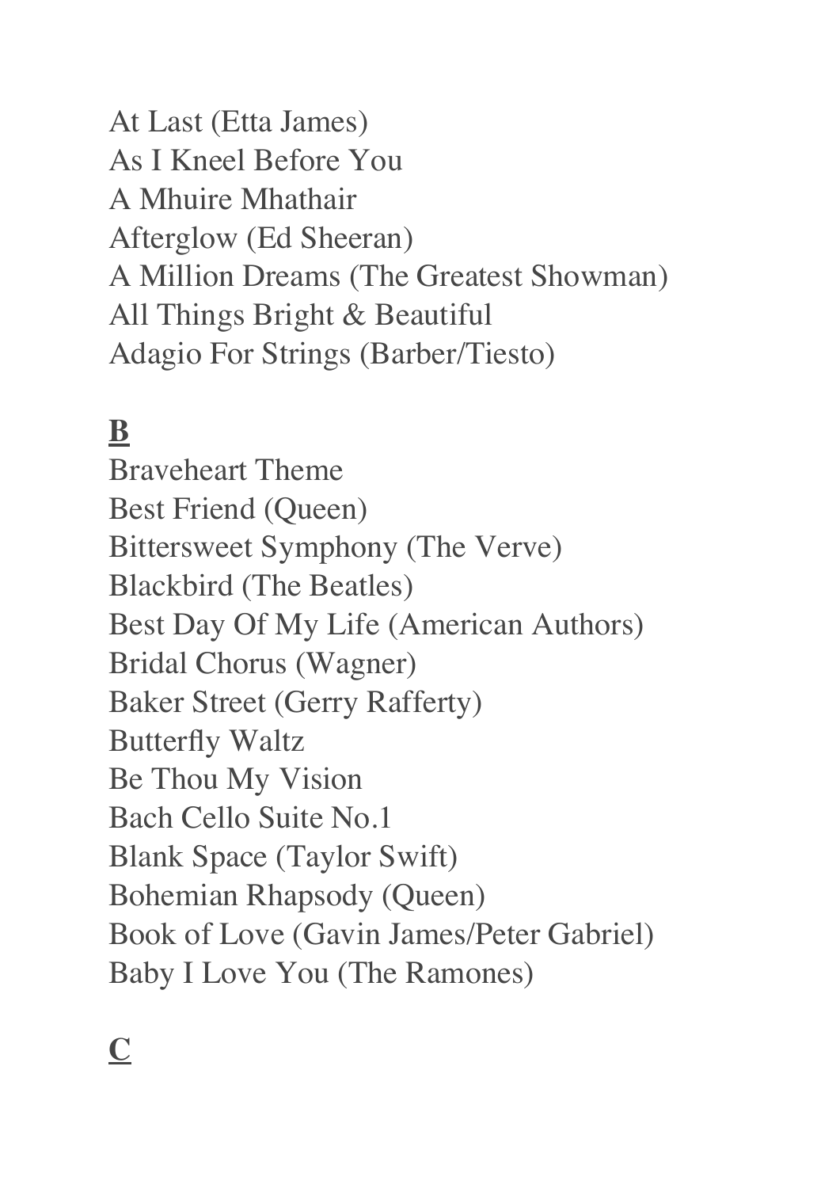At Last (Etta James)
As I Kneel Before You
A Mhuire Mhathair
Afterglow (Ed Sheeran)
A Million Dreams (The Greatest Showman)
All Things Bright & Beautiful
Adagio For Strings (Barber/Tiesto)

**B**

Braveheart Theme
Best Friend (Queen)
Bittersweet Symphony (The Verve)
Blackbird (The Beatles)
Best Day Of My Life (American Authors)
Bridal Chorus (Wagner)
Baker Street (Gerry Rafferty)
Butterfly Waltz
Be Thou My Vision
Bach Cello Suite No.1
Blank Space (Taylor Swift)
Bohemian Rhapsody (Queen)
Book of Love (Gavin James/Peter Gabriel)
Baby I Love You (The Ramones)

**C**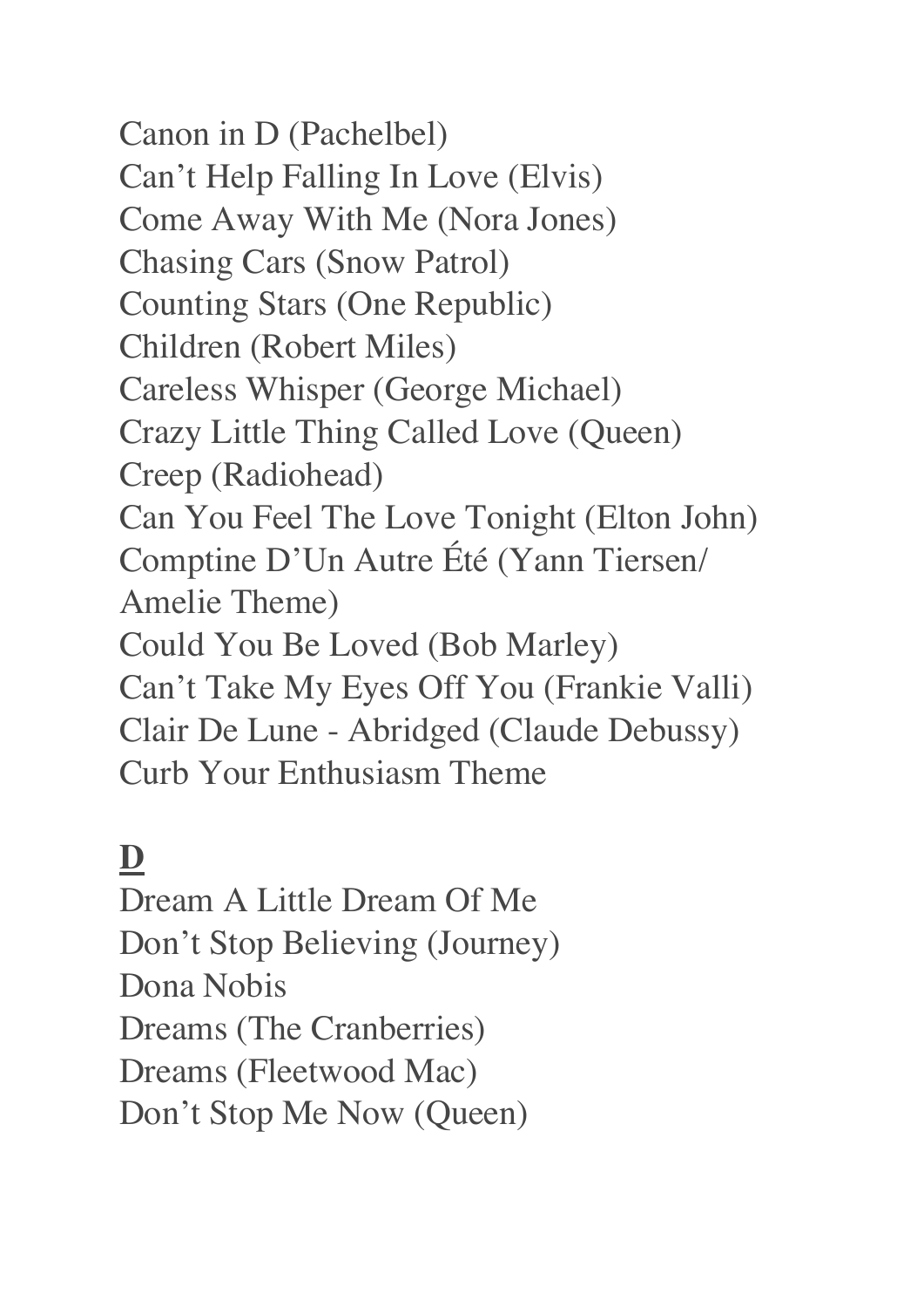Canon in D (Pachelbel)
Can't Help Falling In Love (Elvis)
Come Away With Me (Nora Jones)
Chasing Cars (Snow Patrol)
Counting Stars (One Republic)
Children (Robert Miles)
Careless Whisper (George Michael)
Crazy Little Thing Called Love (Queen)
Creep (Radiohead)
Can You Feel The Love Tonight (Elton John)
Comptine D'Un Autre Été (Yann Tiersen/ Amelie Theme)
Could You Be Loved (Bob Marley)
Can't Take My Eyes Off You (Frankie Valli)
Clair De Lune - Abridged (Claude Debussy)
Curb Your Enthusiasm Theme

## D

Dream A Little Dream Of Me
Don't Stop Believing (Journey)
Dona Nobis
Dreams (The Cranberries)
Dreams (Fleetwood Mac)
Don't Stop Me Now (Queen)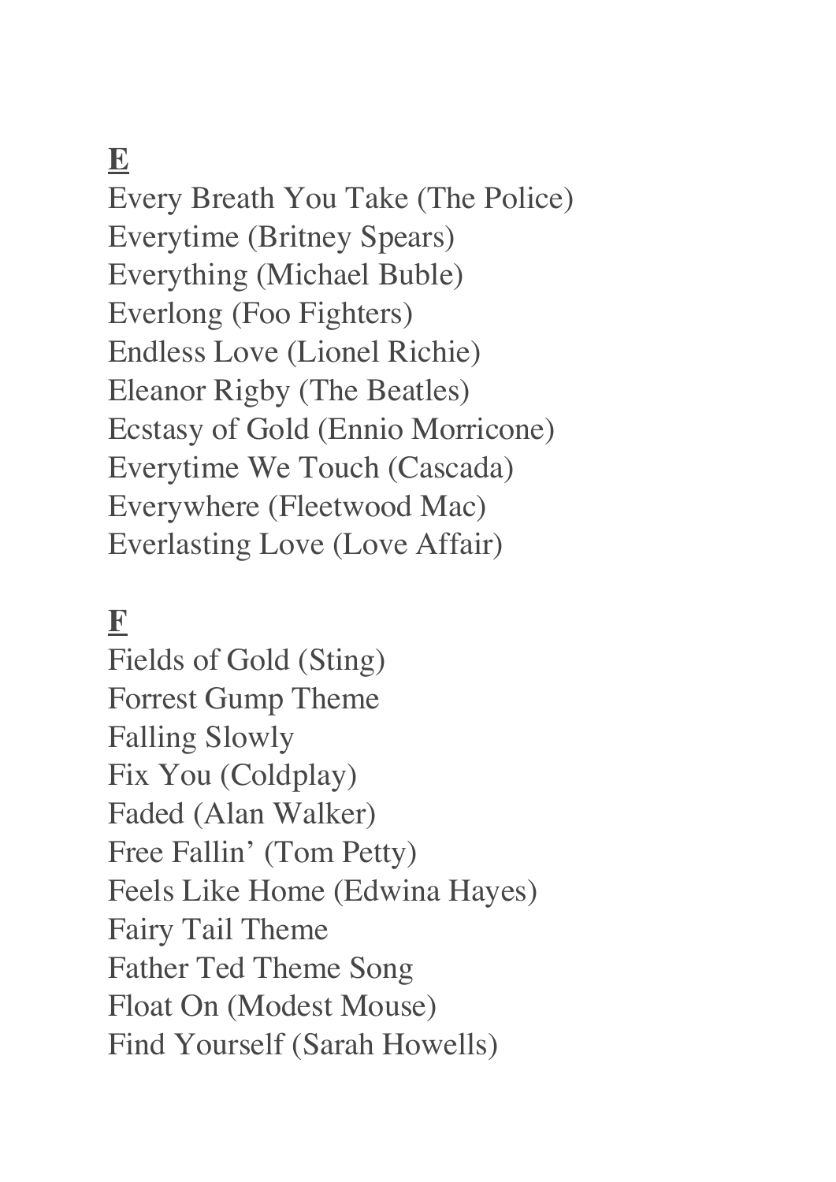## **E**

Every Breath You Take (The Police)
Everytime (Britney Spears)
Everything (Michael Buble)
Everlong (Foo Fighters)
Endless Love (Lionel Richie)
Eleanor Rigby (The Beatles)
Ecstasy of Gold (Ennio Morricone)
Everytime We Touch (Cascada)
Everywhere (Fleetwood Mac)
Everlasting Love (Love Affair)

## **F**

Fields of Gold (Sting)
Forrest Gump Theme
Falling Slowly
Fix You (Coldplay)
Faded (Alan Walker)
Free Fallin' (Tom Petty)
Feels Like Home (Edwina Hayes)
Fairy Tail Theme
Father Ted Theme Song
Float On (Modest Mouse)
Find Yourself (Sarah Howells)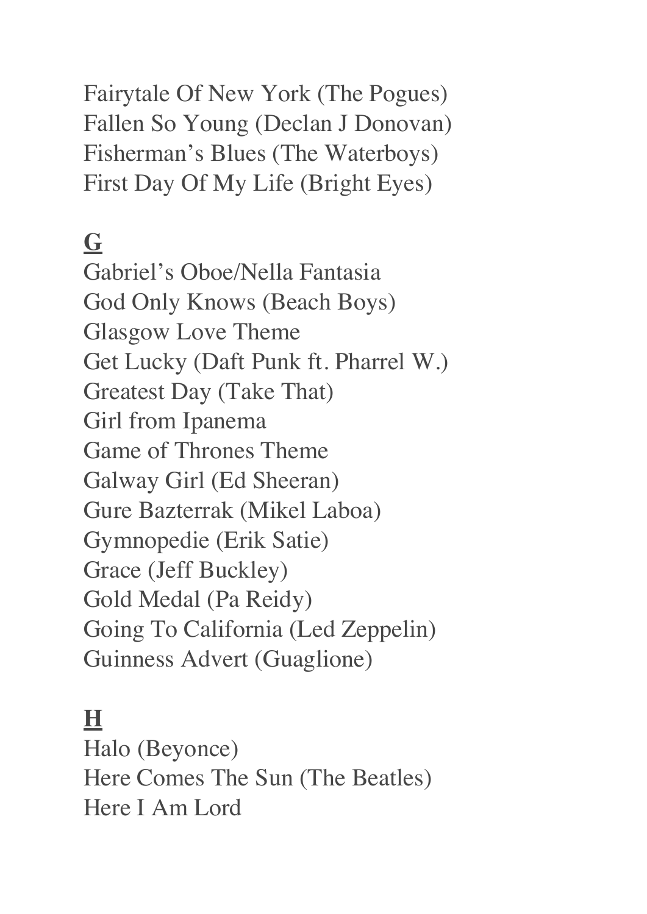Fairytale Of New York (The Pogues)
Fallen So Young (Declan J Donovan)
Fisherman's Blues (The Waterboys)
First Day Of My Life (Bright Eyes)

## **G**

Gabriel's Oboe/Nella Fantasia
God Only Knows (Beach Boys)
Glasgow Love Theme
Get Lucky (Daft Punk ft. Pharrel W.)
Greatest Day (Take That)
Girl from Ipanema
Game of Thrones Theme
Galway Girl (Ed Sheeran)
Gure Bazterrak (Mikel Laboa)
Gymnopedie (Erik Satie)
Grace (Jeff Buckley)
Gold Medal (Pa Reidy)
Going To California (Led Zeppelin)
Guinness Advert (Guaglione)

## **H**

Halo (Beyonce)
Here Comes The Sun (The Beatles)
Here I Am Lord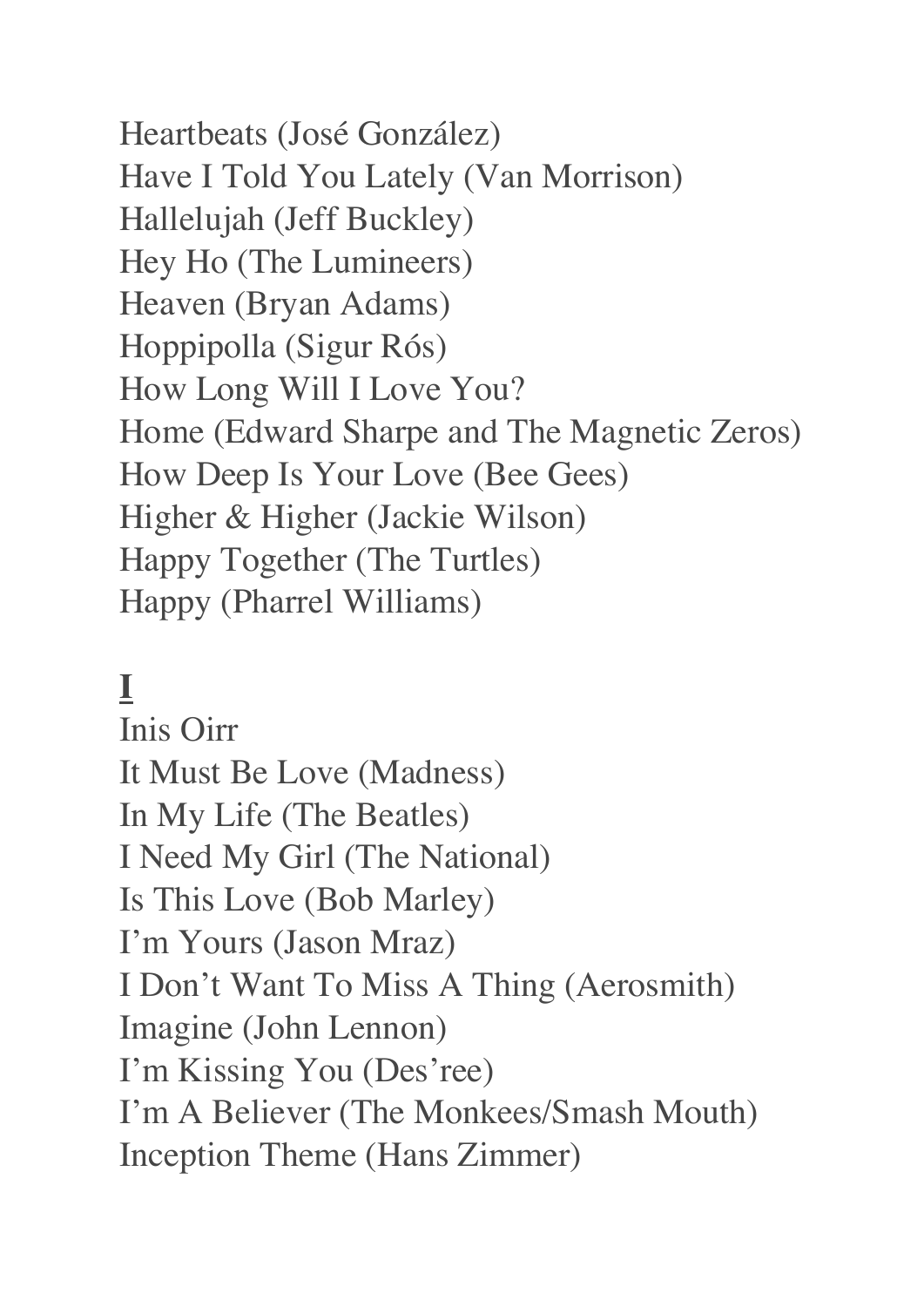Heartbeats (José González)
Have I Told You Lately (Van Morrison)
Hallelujah (Jeff Buckley)
Hey Ho (The Lumineers)
Heaven (Bryan Adams)
Hoppipolla (Sigur Rós)
How Long Will I Love You?
Home (Edward Sharpe and The Magnetic Zeros)
How Deep Is Your Love (Bee Gees)
Higher & Higher (Jackie Wilson)
Happy Together (The Turtles)
Happy (Pharrel Williams)

## I

Inis Oirr
It Must Be Love (Madness)
In My Life (The Beatles)
I Need My Girl (The National)
Is This Love (Bob Marley)
I'm Yours (Jason Mraz)
I Don't Want To Miss A Thing (Aerosmith)
Imagine (John Lennon)
I'm Kissing You (Des'ree)
I'm A Believer (The Monkees/Smash Mouth)
Inception Theme (Hans Zimmer)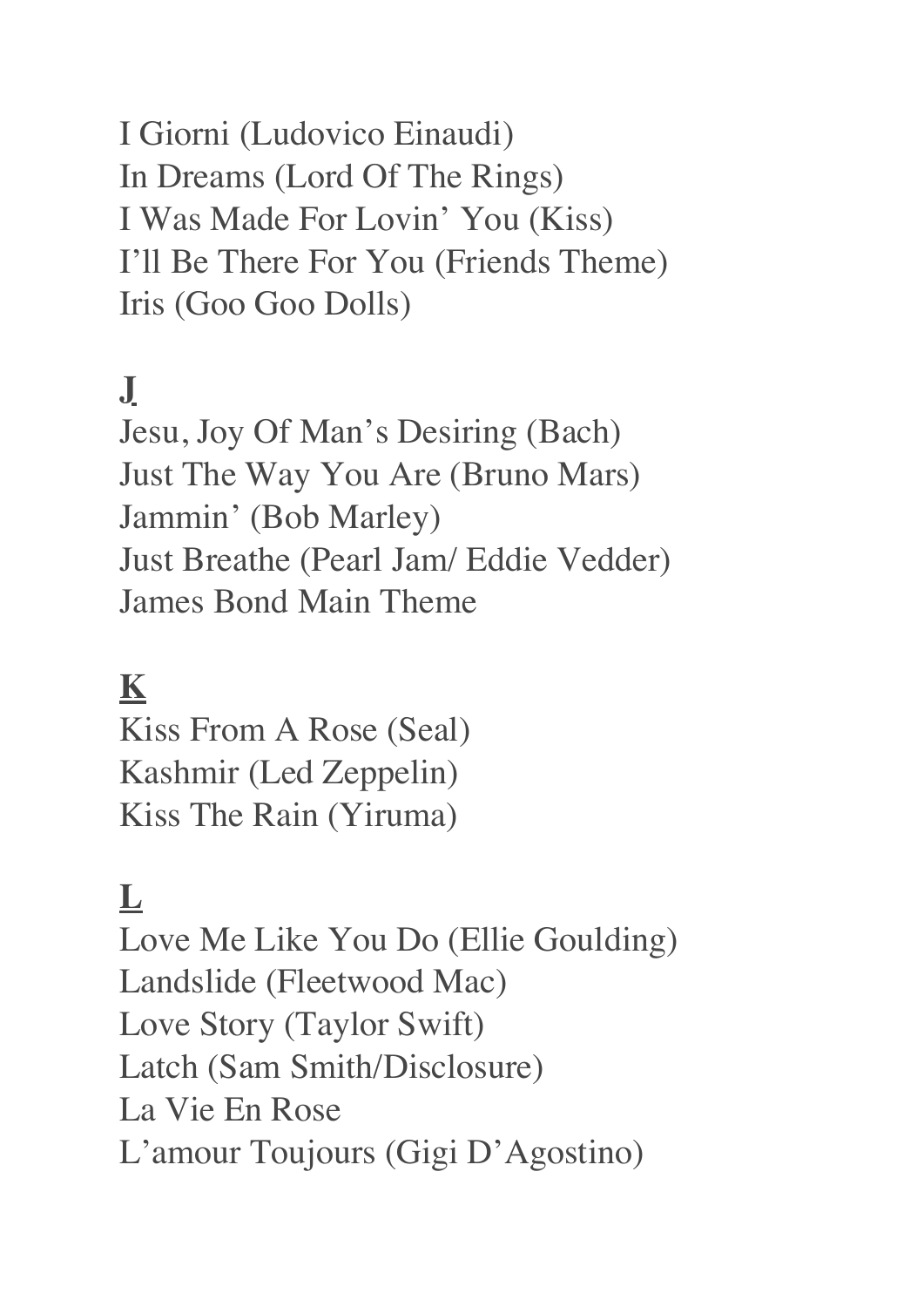I Giorni (Ludovico Einaudi)
In Dreams (Lord Of The Rings)
I Was Made For Lovin' You (Kiss)
I'll Be There For You (Friends Theme)
Iris (Goo Goo Dolls)

**J**

Jesu, Joy Of Man's Desiring (Bach)
Just The Way You Are (Bruno Mars)
Jammin' (Bob Marley)
Just Breathe (Pearl Jam/ Eddie Vedder)
James Bond Main Theme

**K**

Kiss From A Rose (Seal)
Kashmir (Led Zeppelin)
Kiss The Rain (Yiruma)

**L**

Love Me Like You Do (Ellie Goulding)
Landslide (Fleetwood Mac)
Love Story (Taylor Swift)
Latch (Sam Smith/Disclosure)
La Vie En Rose
L'amour Toujours (Gigi D'Agostino)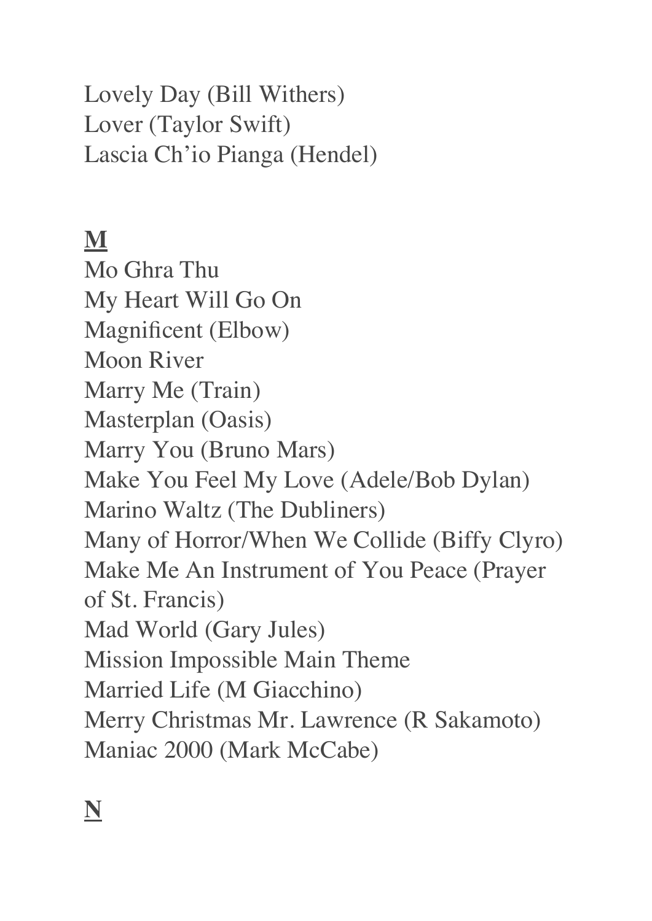Lovely Day (Bill Withers)
Lover (Taylor Swift)
Lascia Ch’io Pianga (Hendel)

**M**

Mo Ghra Thu
My Heart Will Go On
Magnificent (Elbow)
Moon River
Marry Me (Train)
Masterplan (Oasis)
Marry You (Bruno Mars)
Make You Feel My Love (Adele/Bob Dylan)
Marino Waltz (The Dubliners)
Many of Horror/When We Collide (Biffy Clyro)
Make Me An Instrument of You Peace (Prayer of St. Francis)
Mad World (Gary Jules)
Mission Impossible Main Theme
Married Life (M Giacchino)
Merry Christmas Mr. Lawrence (R Sakamoto)
Maniac 2000 (Mark McCabe)

**N**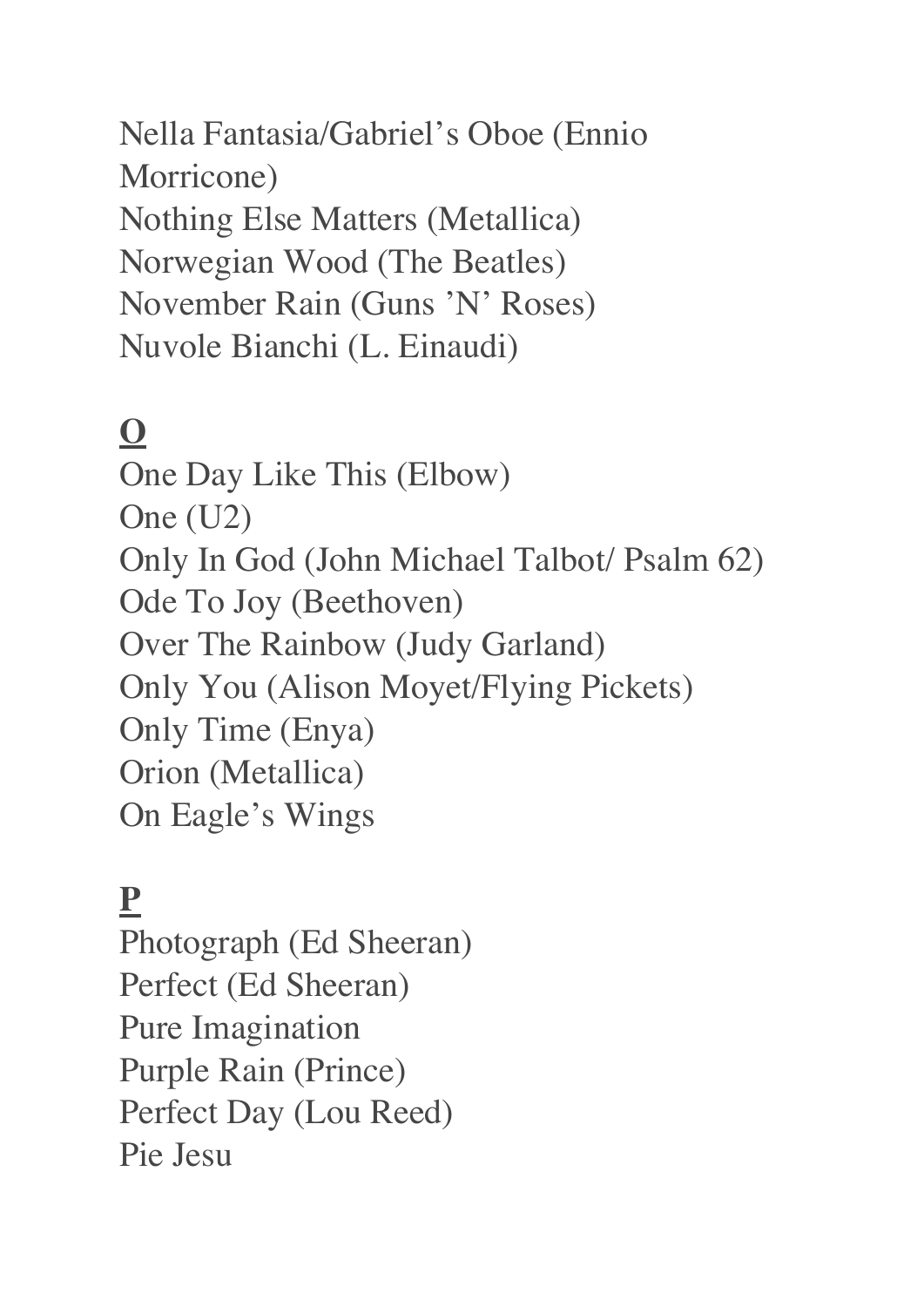Nella Fantasia/Gabriel's Oboe (Ennio Morricone)
Nothing Else Matters (Metallica)
Norwegian Wood (The Beatles)
November Rain (Guns 'N' Roses)
Nuvole Bianchi (L. Einaudi)

**O**

One Day Like This (Elbow)
One (U2)
Only In God (John Michael Talbot/ Psalm 62)
Ode To Joy (Beethoven)
Over The Rainbow (Judy Garland)
Only You (Alison Moyet/Flying Pickets)
Only Time (Enya)
Orion (Metallica)
On Eagle's Wings

**P**

Photograph (Ed Sheeran)
Perfect (Ed Sheeran)
Pure Imagination
Purple Rain (Prince)
Perfect Day (Lou Reed)
Pie Jesu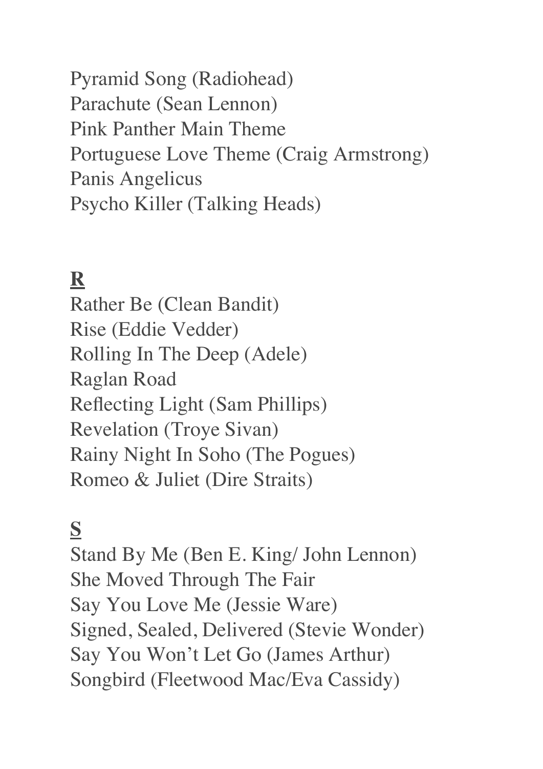Pyramid Song (Radiohead)
Parachute (Sean Lennon)
Pink Panther Main Theme
Portuguese Love Theme (Craig Armstrong)
Panis Angelicus
Psycho Killer (Talking Heads)

## **R**

Rather Be (Clean Bandit)
Rise (Eddie Vedder)
Rolling In The Deep (Adele)
Raglan Road
Reflecting Light (Sam Phillips)
Revelation (Troye Sivan)
Rainy Night In Soho (The Pogues)
Romeo & Juliet (Dire Straits)

## **S**

Stand By Me (Ben E. King/ John Lennon)
She Moved Through The Fair
Say You Love Me (Jessie Ware)
Signed, Sealed, Delivered (Stevie Wonder)
Say You Won't Let Go (James Arthur)
Songbird (Fleetwood Mac/Eva Cassidy)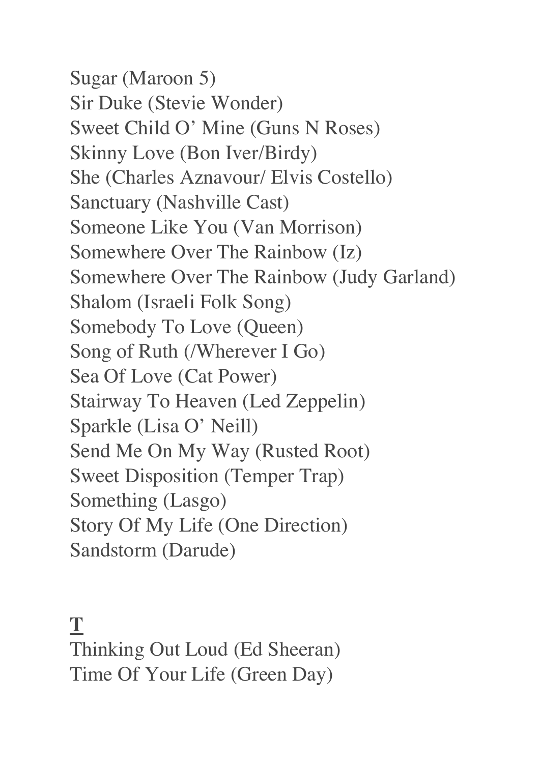Sugar (Maroon 5)
Sir Duke (Stevie Wonder)
Sweet Child O' Mine (Guns N Roses)
Skinny Love (Bon Iver/Birdy)
She (Charles Aznavour/ Elvis Costello)
Sanctuary (Nashville Cast)
Someone Like You (Van Morrison)
Somewhere Over The Rainbow (Iz)
Somewhere Over The Rainbow (Judy Garland)
Shalom (Israeli Folk Song)
Somebody To Love (Queen)
Song of Ruth (/Wherever I Go)
Sea Of Love (Cat Power)
Stairway To Heaven (Led Zeppelin)
Sparkle (Lisa O' Neill)
Send Me On My Way (Rusted Root)
Sweet Disposition (Temper Trap)
Something (Lasgo)
Story Of My Life (One Direction)
Sandstorm (Darude)

## **T**

Thinking Out Loud (Ed Sheeran)
Time Of Your Life (Green Day)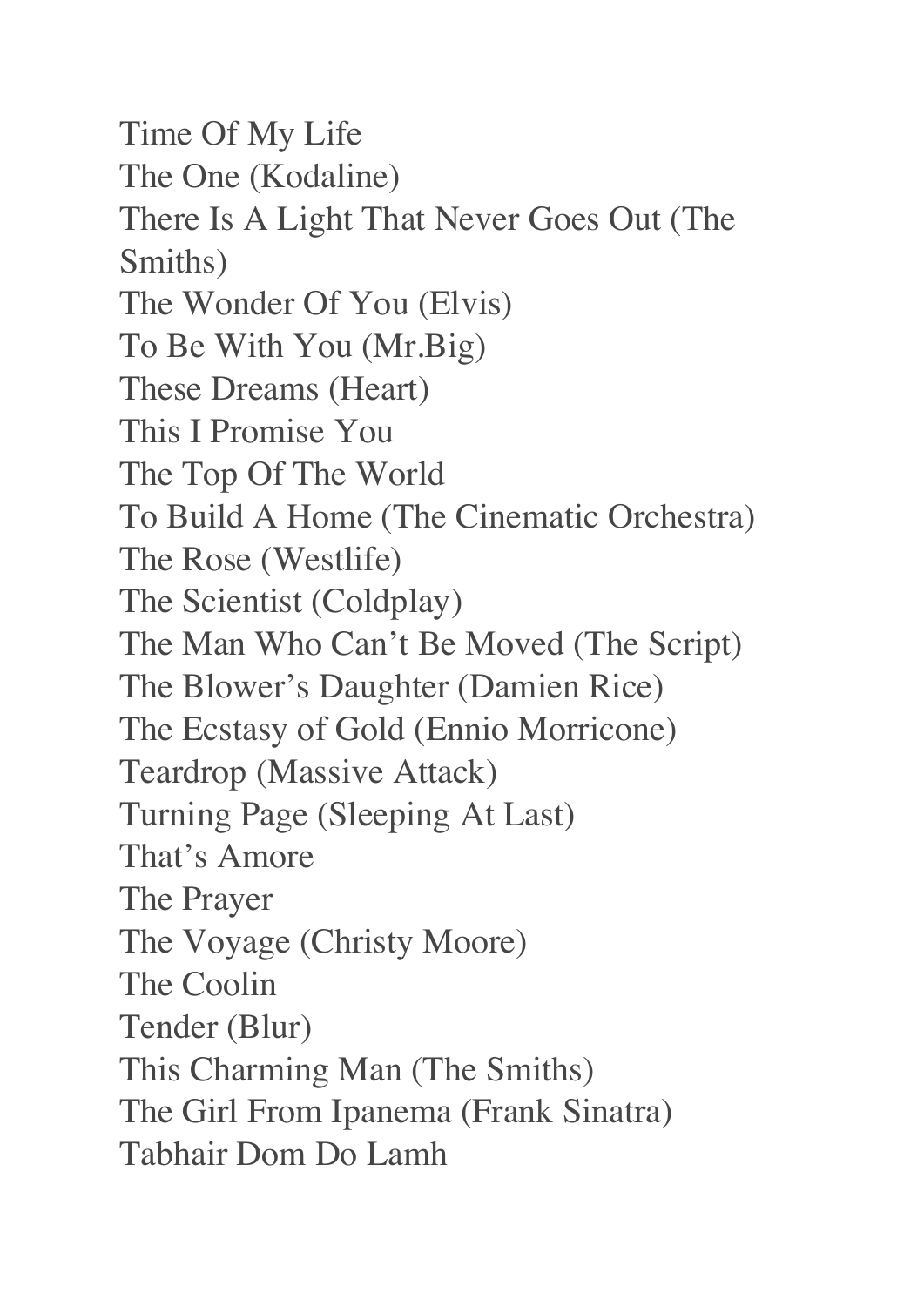Time Of My Life
The One (Kodaline)
There Is A Light That Never Goes Out (The Smiths)
The Wonder Of You (Elvis)
To Be With You (Mr.Big)
These Dreams (Heart)
This I Promise You
The Top Of The World
To Build A Home (The Cinematic Orchestra)
The Rose (Westlife)
The Scientist (Coldplay)
The Man Who Can't Be Moved (The Script)
The Blower's Daughter (Damien Rice)
The Ecstasy of Gold (Ennio Morricone)
Teardrop (Massive Attack)
Turning Page (Sleeping At Last)
That's Amore
The Prayer
The Voyage (Christy Moore)
The Coolin
Tender (Blur)
This Charming Man (The Smiths)
The Girl From Ipanema (Frank Sinatra)
Tabhair Dom Do Lamh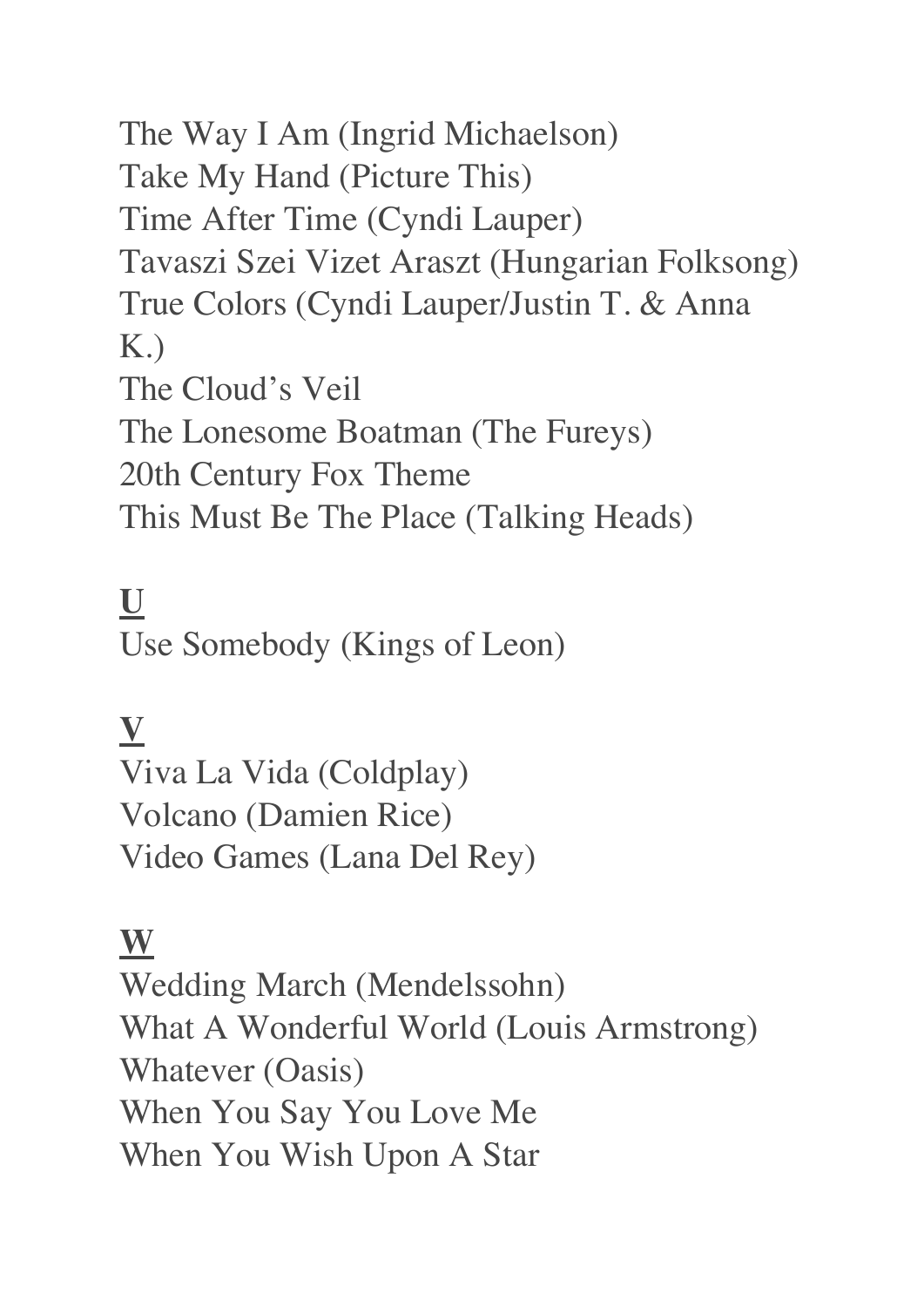The Way I Am (Ingrid Michaelson)
Take My Hand (Picture This)
Time After Time (Cyndi Lauper)
Tavaszi Szei Vizet Araszt (Hungarian Folksong)
True Colors (Cyndi Lauper/Justin T. & Anna K.)
The Cloud's Veil
The Lonesome Boatman (The Fureys)
20th Century Fox Theme
This Must Be The Place (Talking Heads)

**U**

Use Somebody (Kings of Leon)

**V**

Viva La Vida (Coldplay)
Volcano (Damien Rice)
Video Games (Lana Del Rey)

**W**

Wedding March (Mendelssohn)
What A Wonderful World (Louis Armstrong)
Whatever (Oasis)
When You Say You Love Me
When You Wish Upon A Star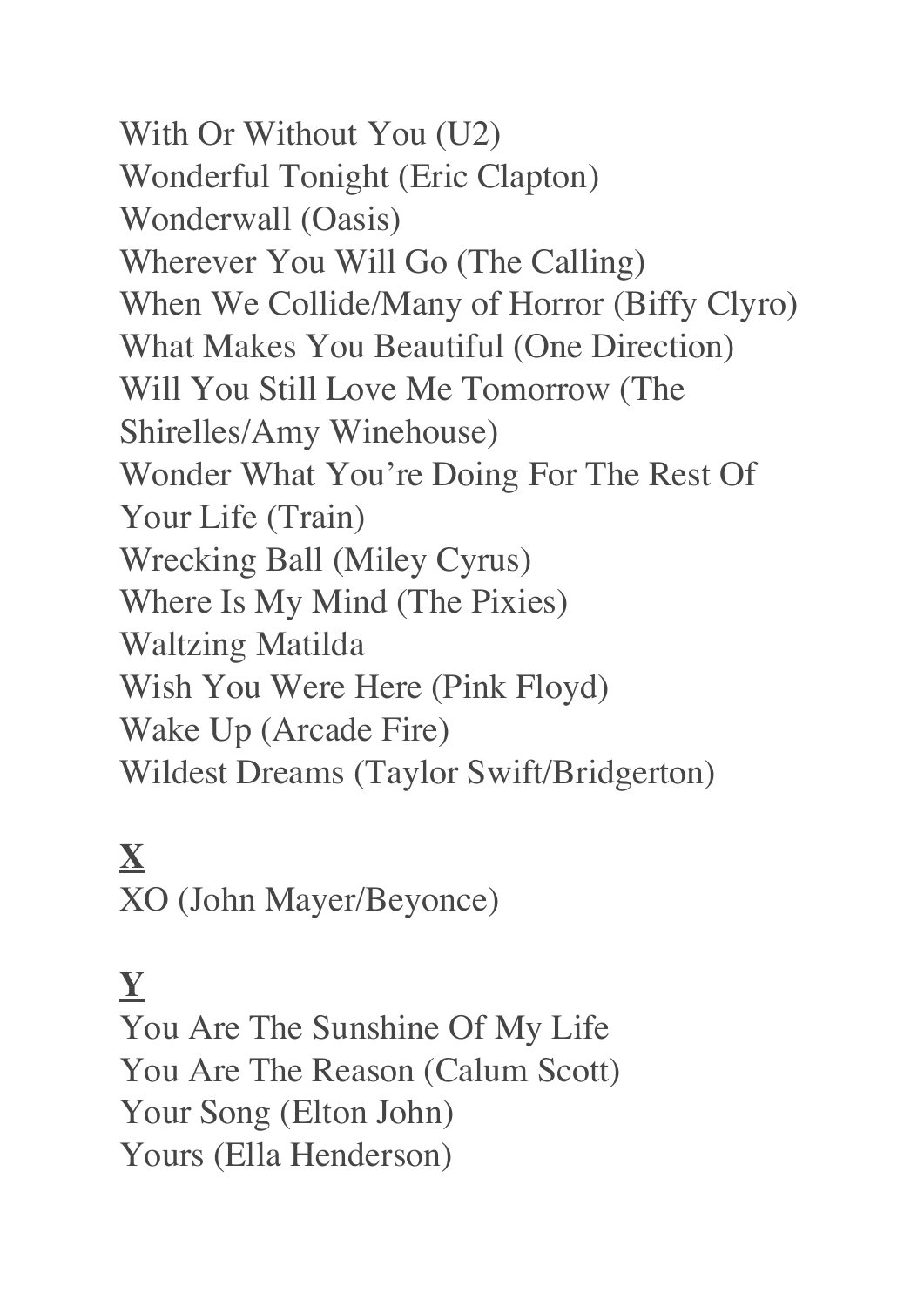With Or Without You (U2)
Wonderful Tonight (Eric Clapton)
Wonderwall (Oasis)
Wherever You Will Go (The Calling)
When We Collide/Many of Horror (Biffy Clyro)
What Makes You Beautiful (One Direction)
Will You Still Love Me Tomorrow (The Shirelles/Amy Winehouse)
Wonder What You're Doing For The Rest Of Your Life (Train)
Wrecking Ball (Miley Cyrus)
Where Is My Mind (The Pixies)
Waltzing Matilda
Wish You Were Here (Pink Floyd)
Wake Up (Arcade Fire)
Wildest Dreams (Taylor Swift/Bridgerton)

## X

XO (John Mayer/Beyonce)

## Y

You Are The Sunshine Of My Life
You Are The Reason (Calum Scott)
Your Song (Elton John)
Yours (Ella Henderson)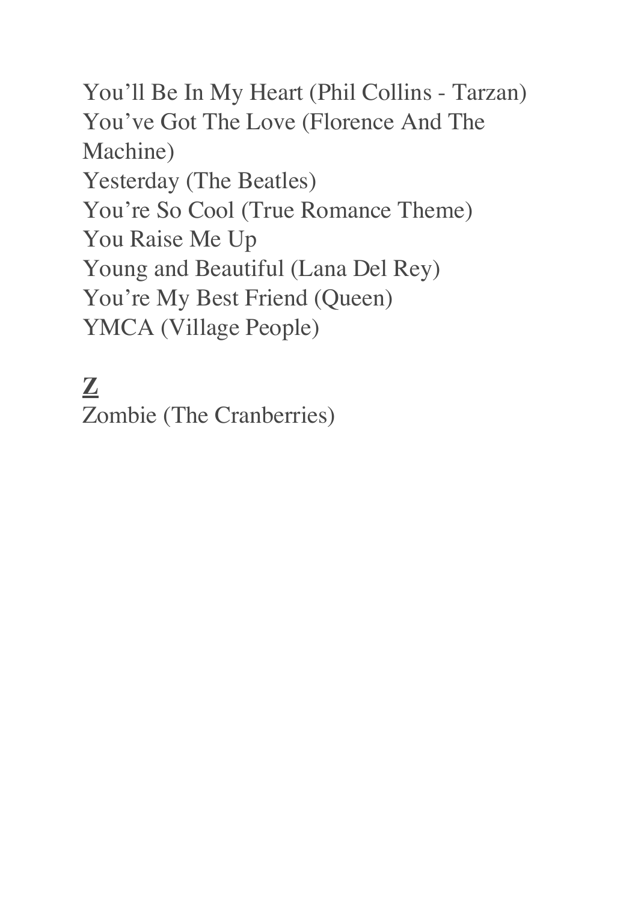You'll Be In My Heart (Phil Collins - Tarzan)
You've Got The Love (Florence And The Machine)
Yesterday (The Beatles)
You're So Cool (True Romance Theme)
You Raise Me Up
Young and Beautiful (Lana Del Rey)
You're My Best Friend (Queen)
YMCA (Village People)

## **Z**

Zombie (The Cranberries)